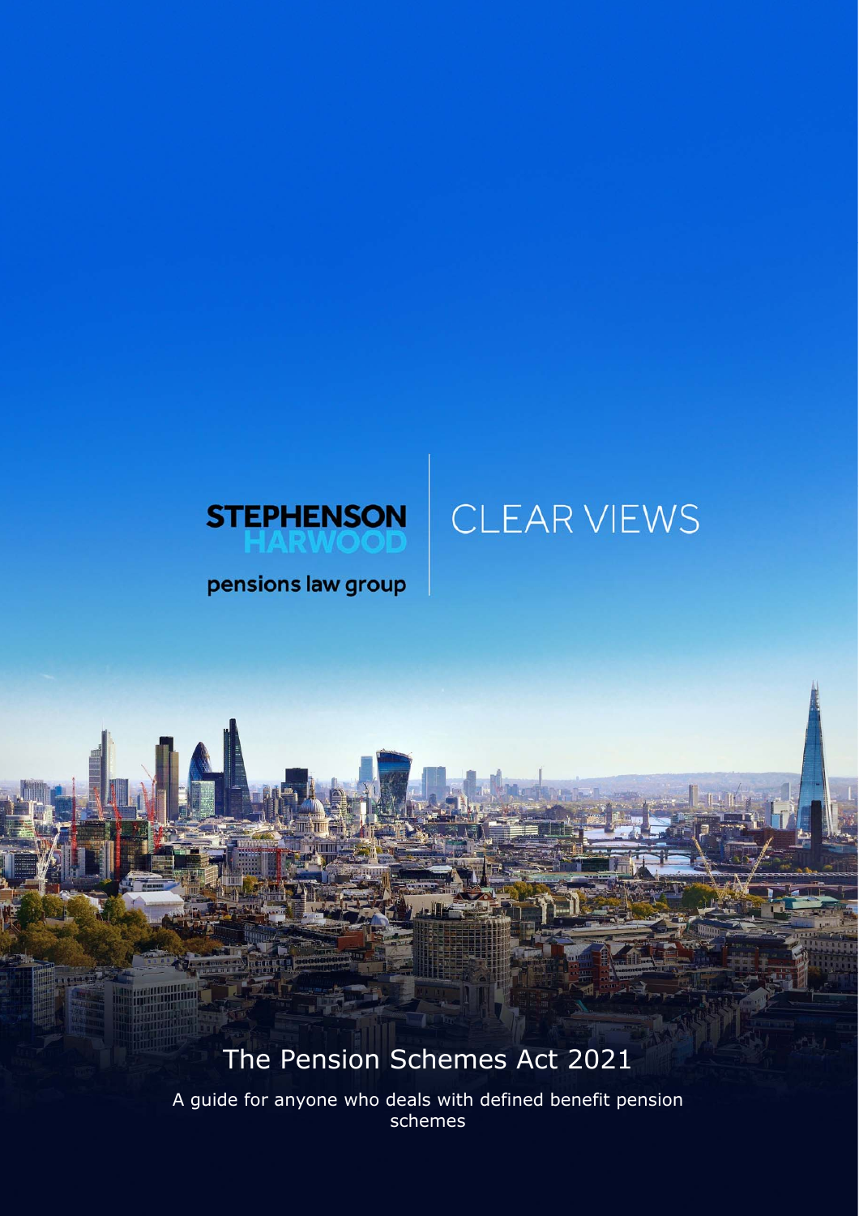STEPHENSON HARWOOD

pensions law group

CLEAR VIEWS

# The Pension Schemes Act 2021

A guide for anyone who deals with defined benefit pension schemes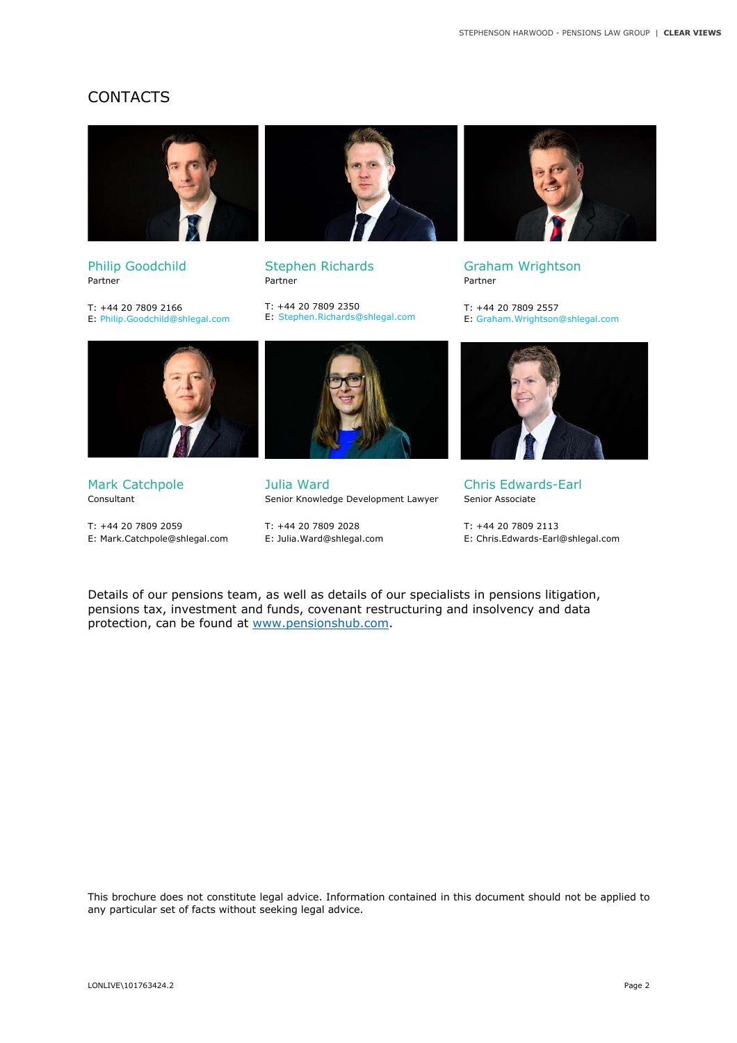# CONTACTS

**Philip Goodchild**
Partner

T: +44 20 7809 2166
E: Philip.Goodchild@shlegal.com

**Stephen Richards**
Partner

T: +44 20 7809 2350
E: Stephen.Richards@shlegal.com

**Graham Wrightson**
Partner

T: +44 20 7809 2557
E: Graham.Wrightson@shlegal.com

**Mark Catchpole**
Consultant

T: +44 20 7809 2059
E: Mark.Catchpole@shlegal.com

**Julia Ward**
Senior Knowledge Development Lawyer

T: +44 20 7809 2028
E: Julia.Ward@shlegal.com

**Chris Edwards-Earl**
Senior Associate

T: +44 20 7809 2113
E: Chris.Edwards-Earl@shlegal.com

Details of our pensions team, as well as details of our specialists in pensions litigation, pensions tax, investment and funds, covenant restructuring and insolvency and data protection, can be found at [www.pensionshub.com](http://www.pensionshub.com).

This brochure does not constitute legal advice. Information contained in this document should not be applied to any particular set of facts without seeking legal advice.

LONLIVE\101763424.2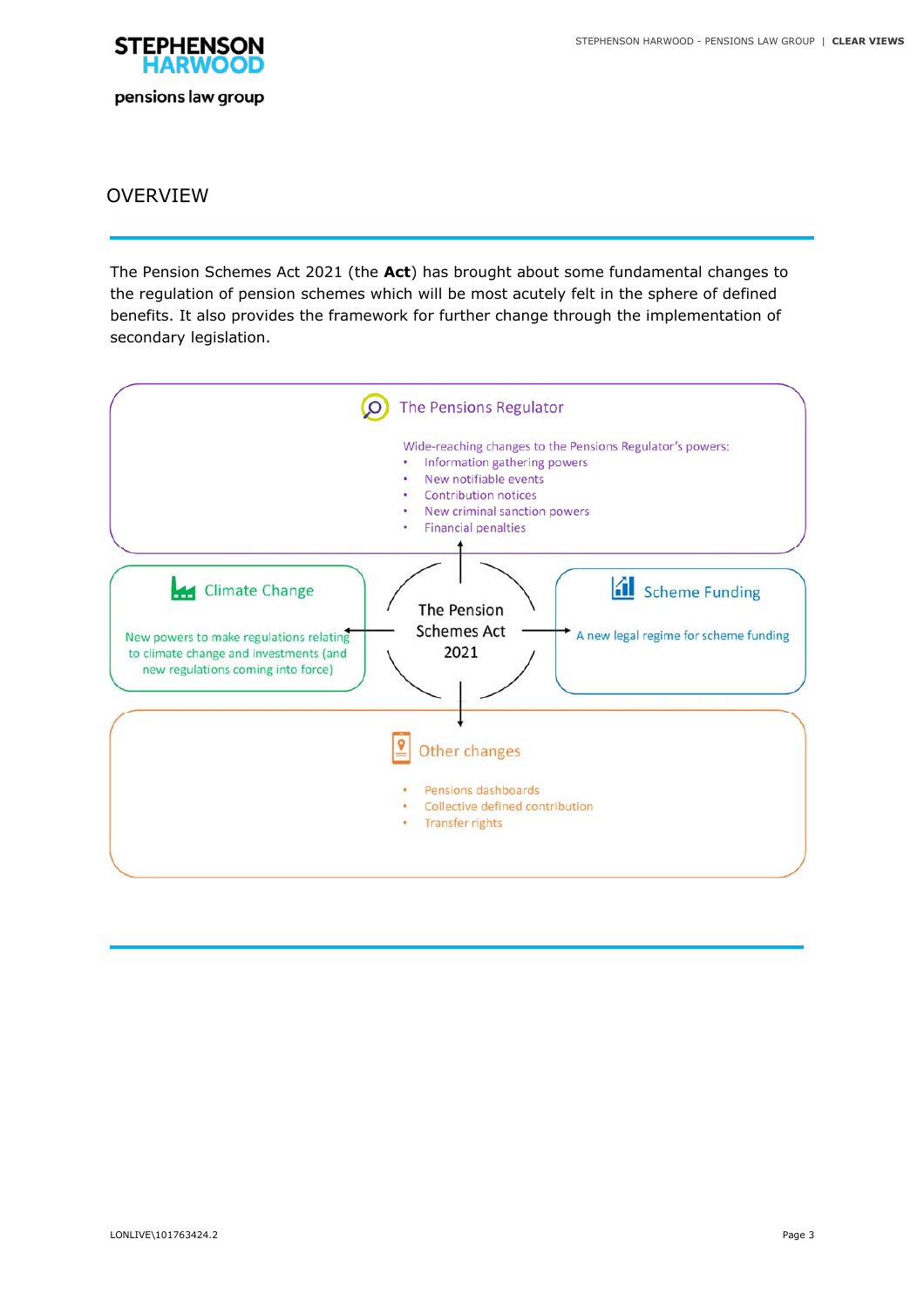## OVERVIEW

The Pension Schemes Act 2021 (the **Act**) has brought about some fundamental changes to the regulation of pension schemes which will be most acutely felt in the sphere of defined benefits. It also provides the framework for further change through the implementation of secondary legislation.

### The Pensions Regulator

Wide-reaching changes to the Pensions Regulator's powers:

- Information gathering powers
- New notifiable events
- Contribution notices
- New criminal sanction powers
- Financial penalties

### The Pension Schemes Act 2021

### Climate Change

New powers to make regulations relating to climate change and investments (and new regulations coming into force)

### Scheme Funding

A new legal regime for scheme funding

### Other changes

- Pensions dashboards
- Collective defined contribution
- Transfer rights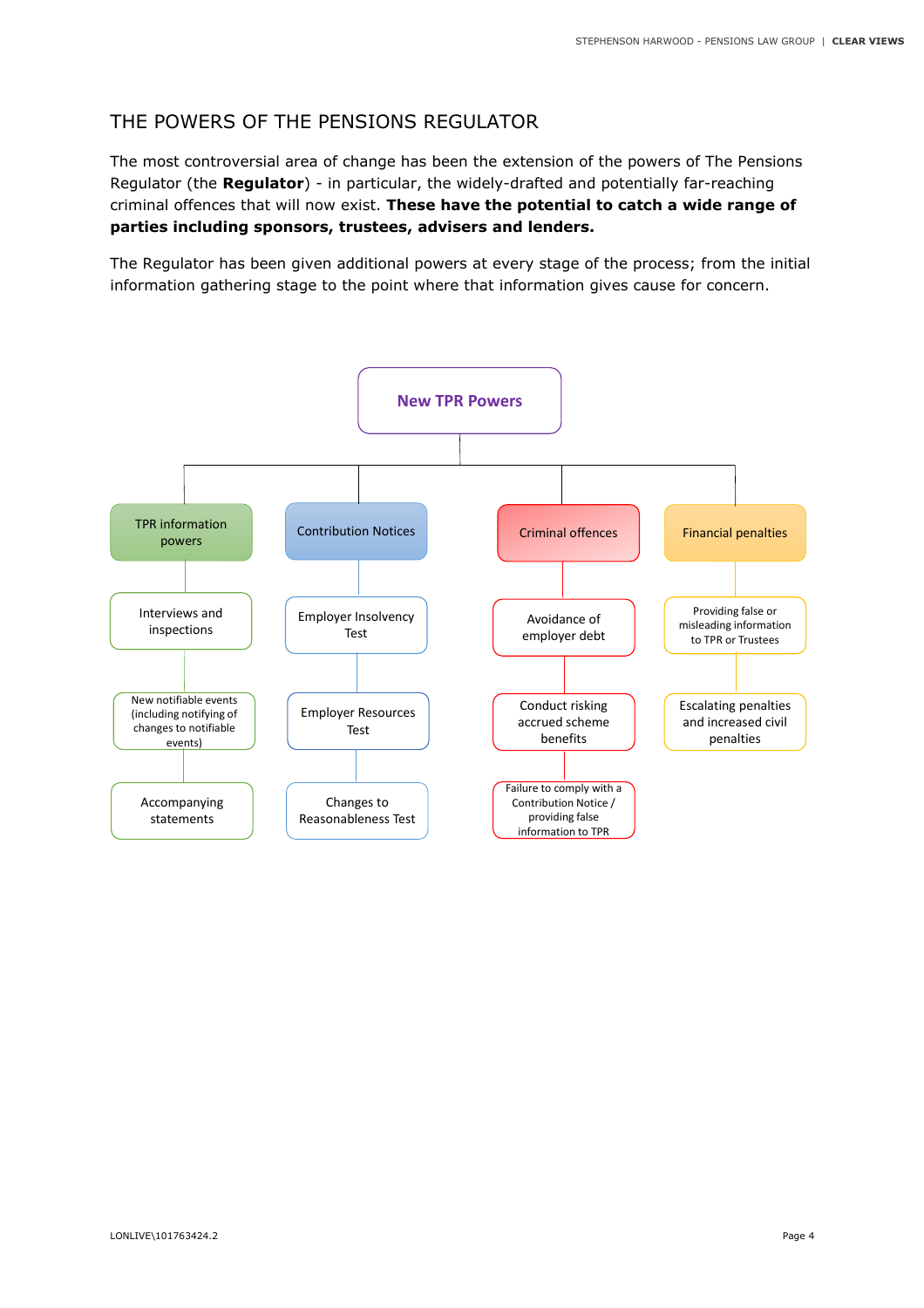## THE POWERS OF THE PENSIONS REGULATOR

The most controversial area of change has been the extension of the powers of The Pensions Regulator (the **Regulator**) - in particular, the widely-drafted and potentially far-reaching criminal offences that will now exist. **These have the potential to catch a wide range of parties including sponsors, trustees, advisers and lenders.**

The Regulator has been given additional powers at every stage of the process; from the initial information gathering stage to the point where that information gives cause for concern.

**New TPR Powers**

- **TPR information powers**
  - Interviews and inspections
  - New notifiable events (including notifying of changes to notifiable events)
  - Accompanying statements
- **Contribution Notices**
  - Employer Insolvency Test
  - Employer Resources Test
  - Changes to Reasonableness Test
- **Criminal offences**
  - Avoidance of employer debt
  - Conduct risking accrued scheme benefits
  - Failure to comply with a Contribution Notice / providing false information to TPR
- **Financial penalties**
  - Providing false or misleading information to TPR or Trustees
  - Escalating penalties and increased civil penalties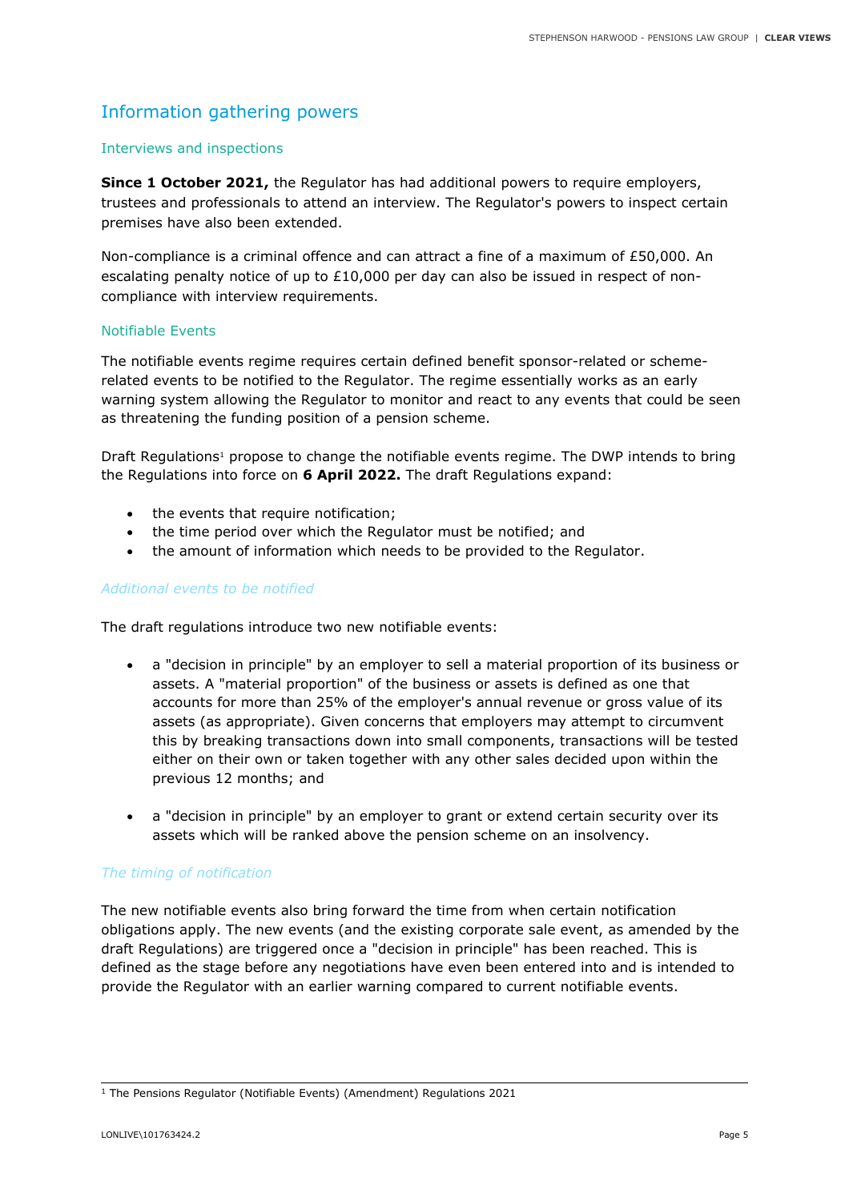## Information gathering powers

### Interviews and inspections

**Since 1 October 2021,** the Regulator has had additional powers to require employers, trustees and professionals to attend an interview. The Regulator's powers to inspect certain premises have also been extended.

Non-compliance is a criminal offence and can attract a fine of a maximum of £50,000. An escalating penalty notice of up to £10,000 per day can also be issued in respect of non-compliance with interview requirements.

### Notifiable Events

The notifiable events regime requires certain defined benefit sponsor-related or scheme-related events to be notified to the Regulator. The regime essentially works as an early warning system allowing the Regulator to monitor and react to any events that could be seen as threatening the funding position of a pension scheme.

Draft Regulations[1] propose to change the notifiable events regime. The DWP intends to bring the Regulations into force on **6 April 2022.** The draft Regulations expand:

- the events that require notification;
- the time period over which the Regulator must be notified; and
- the amount of information which needs to be provided to the Regulator.

#### *Additional events to be notified*

The draft regulations introduce two new notifiable events:

- a "decision in principle" by an employer to sell a material proportion of its business or assets. A "material proportion" of the business or assets is defined as one that accounts for more than 25% of the employer's annual revenue or gross value of its assets (as appropriate). Given concerns that employers may attempt to circumvent this by breaking transactions down into small components, transactions will be tested either on their own or taken together with any other sales decided upon within the previous 12 months; and

- a "decision in principle" by an employer to grant or extend certain security over its assets which will be ranked above the pension scheme on an insolvency.

#### *The timing of notification*

The new notifiable events also bring forward the time from when certain notification obligations apply. The new events (and the existing corporate sale event, as amended by the draft Regulations) are triggered once a "decision in principle" has been reached. This is defined as the stage before any negotiations have even been entered into and is intended to provide the Regulator with an earlier warning compared to current notifiable events.

---

[1] The Pensions Regulator (Notifiable Events) (Amendment) Regulations 2021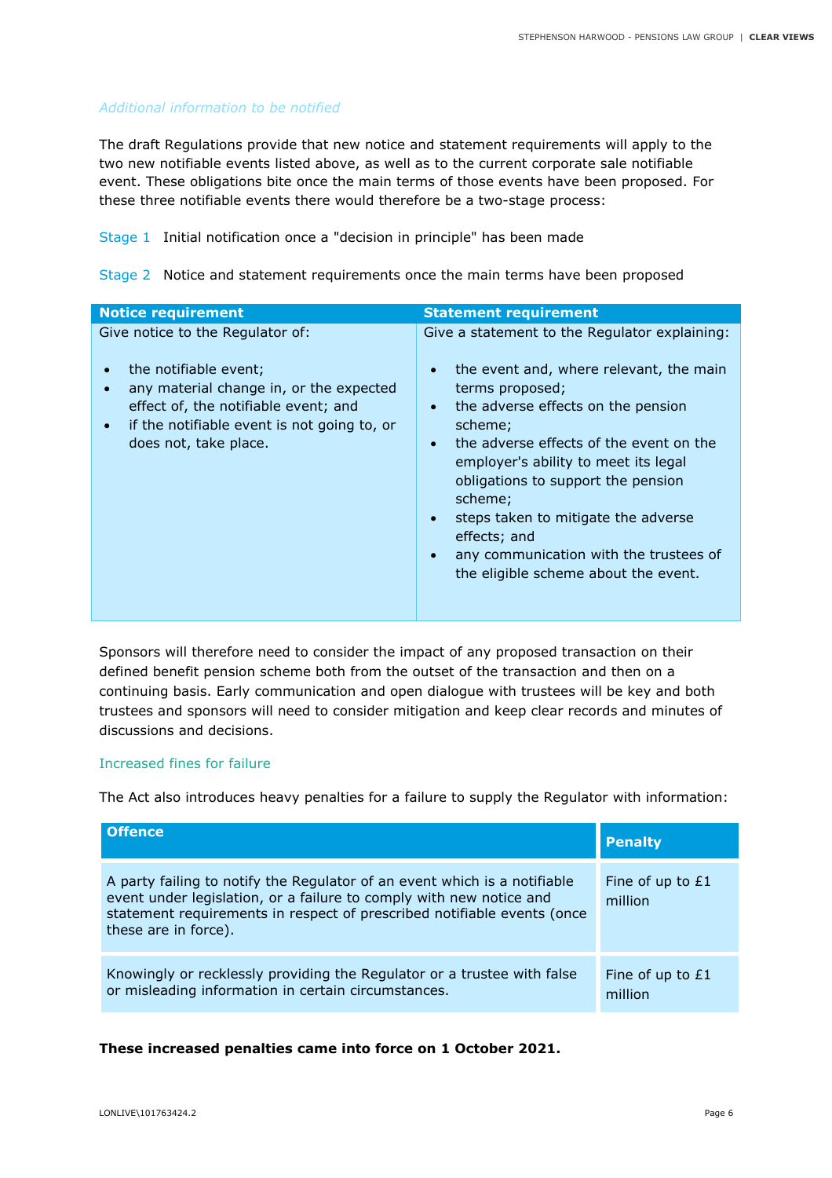### *Additional information to be notified*

The draft Regulations provide that new notice and statement requirements will apply to the two new notifiable events listed above, as well as to the current corporate sale notifiable event. These obligations bite once the main terms of those events have been proposed. For these three notifiable events there would therefore be a two-stage process:

Stage 1 Initial notification once a "decision in principle" has been made

Stage 2 Notice and statement requirements once the main terms have been proposed

| Notice requirement | Statement requirement |
|---|---|
| Give notice to the Regulator of:<br><br>• the notifiable event;<br>• any material change in, or the expected effect of, the notifiable event; and<br>• if the notifiable event is not going to, or does not, take place. | Give a statement to the Regulator explaining:<br><br>• the event and, where relevant, the main terms proposed;<br>• the adverse effects on the pension scheme;<br>• the adverse effects of the event on the employer's ability to meet its legal obligations to support the pension scheme;<br>• steps taken to mitigate the adverse effects; and<br>• any communication with the trustees of the eligible scheme about the event. |

Sponsors will therefore need to consider the impact of any proposed transaction on their defined benefit pension scheme both from the outset of the transaction and then on a continuing basis. Early communication and open dialogue with trustees will be key and both trustees and sponsors will need to consider mitigation and keep clear records and minutes of discussions and decisions.

### Increased fines for failure

The Act also introduces heavy penalties for a failure to supply the Regulator with information:

| Offence | Penalty |
|---|---|
| A party failing to notify the Regulator of an event which is a notifiable event under legislation, or a failure to comply with new notice and statement requirements in respect of prescribed notifiable events (once these are in force). | Fine of up to £1 million |
| Knowingly or recklessly providing the Regulator or a trustee with false or misleading information in certain circumstances. | Fine of up to £1 million |

**These increased penalties came into force on 1 October 2021.**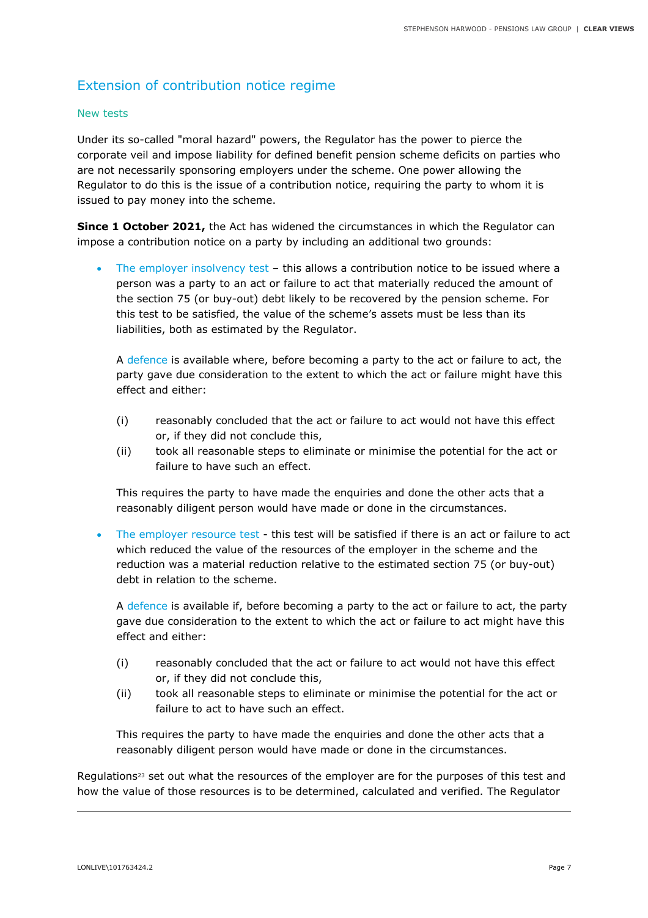## Extension of contribution notice regime

### New tests

Under its so-called "moral hazard" powers, the Regulator has the power to pierce the corporate veil and impose liability for defined benefit pension scheme deficits on parties who are not necessarily sponsoring employers under the scheme. One power allowing the Regulator to do this is the issue of a contribution notice, requiring the party to whom it is issued to pay money into the scheme.

**Since 1 October 2021,** the Act has widened the circumstances in which the Regulator can impose a contribution notice on a party by including an additional two grounds:

- The employer insolvency test – this allows a contribution notice to be issued where a person was a party to an act or failure to act that materially reduced the amount of the section 75 (or buy-out) debt likely to be recovered by the pension scheme. For this test to be satisfied, the value of the scheme's assets must be less than its liabilities, both as estimated by the Regulator.

  A defence is available where, before becoming a party to the act or failure to act, the party gave due consideration to the extent to which the act or failure might have this effect and either:

  (i) reasonably concluded that the act or failure to act would not have this effect or, if they did not conclude this,
  (ii) took all reasonable steps to eliminate or minimise the potential for the act or failure to have such an effect.

  This requires the party to have made the enquiries and done the other acts that a reasonably diligent person would have made or done in the circumstances.

- The employer resource test - this test will be satisfied if there is an act or failure to act which reduced the value of the resources of the employer in the scheme and the reduction was a material reduction relative to the estimated section 75 (or buy-out) debt in relation to the scheme.

  A defence is available if, before becoming a party to the act or failure to act, the party gave due consideration to the extent to which the act or failure to act might have this effect and either:

  (i) reasonably concluded that the act or failure to act would not have this effect or, if they did not conclude this,
  (ii) took all reasonable steps to eliminate or minimise the potential for the act or failure to act to have such an effect.

  This requires the party to have made the enquiries and done the other acts that a reasonably diligent person would have made or done in the circumstances.

Regulations[23] set out what the resources of the employer are for the purposes of this test and how the value of those resources is to be determined, calculated and verified. The Regulator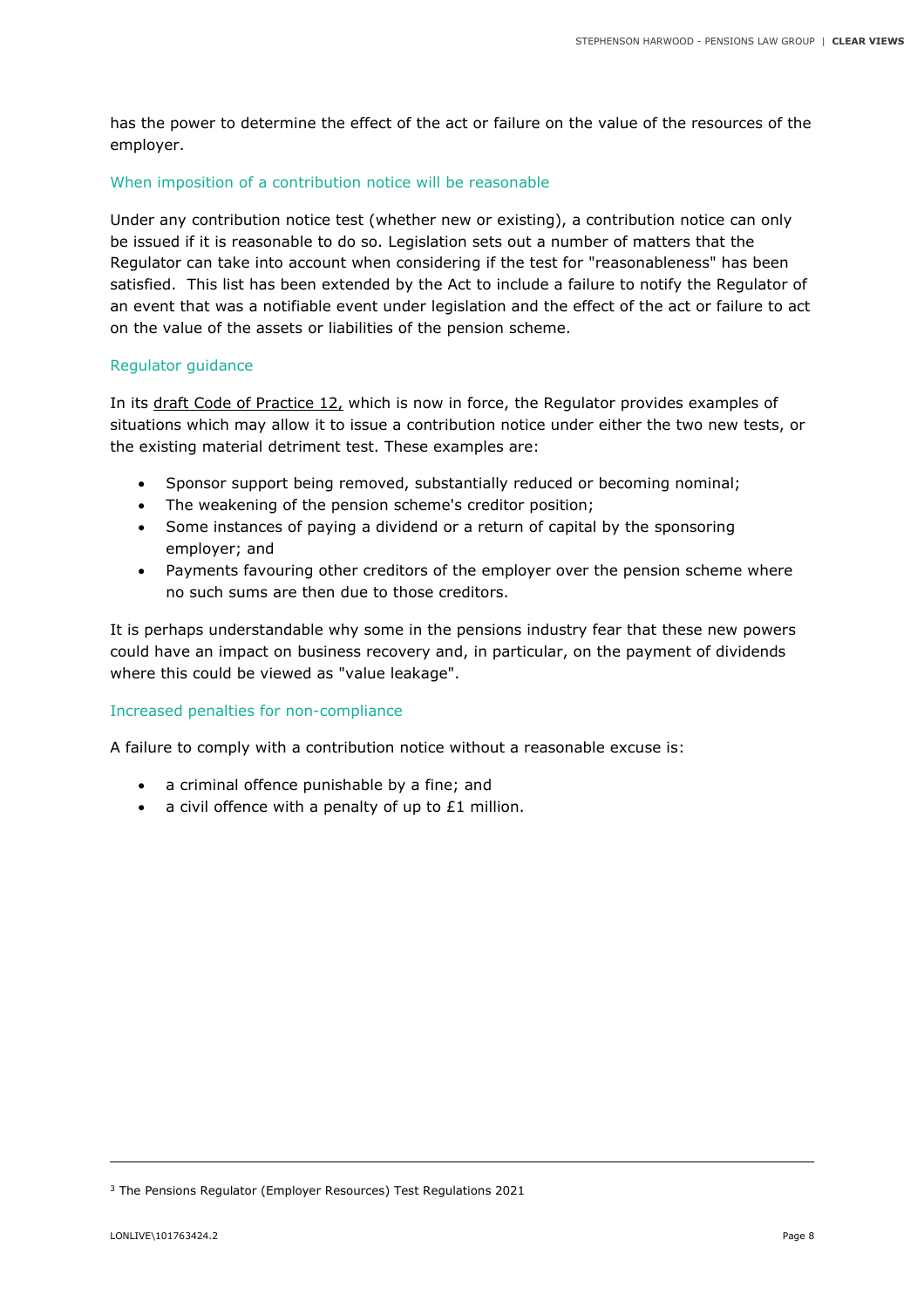has the power to determine the effect of the act or failure on the value of the resources of the employer.

### When imposition of a contribution notice will be reasonable

Under any contribution notice test (whether new or existing), a contribution notice can only be issued if it is reasonable to do so. Legislation sets out a number of matters that the Regulator can take into account when considering if the test for "reasonableness" has been satisfied. This list has been extended by the Act to include a failure to notify the Regulator of an event that was a notifiable event under legislation and the effect of the act or failure to act on the value of the assets or liabilities of the pension scheme.

### Regulator guidance

In its draft Code of Practice 12, which is now in force, the Regulator provides examples of situations which may allow it to issue a contribution notice under either the two new tests, or the existing material detriment test. These examples are:

- Sponsor support being removed, substantially reduced or becoming nominal;
- The weakening of the pension scheme's creditor position;
- Some instances of paying a dividend or a return of capital by the sponsoring employer; and
- Payments favouring other creditors of the employer over the pension scheme where no such sums are then due to those creditors.

It is perhaps understandable why some in the pensions industry fear that these new powers could have an impact on business recovery and, in particular, on the payment of dividends where this could be viewed as "value leakage".

### Increased penalties for non-compliance

A failure to comply with a contribution notice without a reasonable excuse is:

- a criminal offence punishable by a fine; and
- a civil offence with a penalty of up to £1 million.

---

[3] The Pensions Regulator (Employer Resources) Test Regulations 2021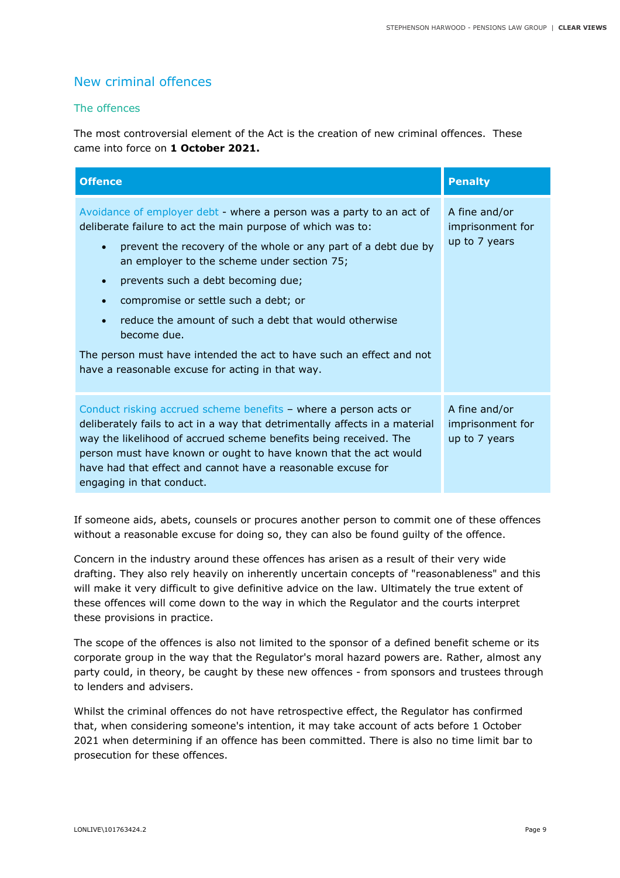## New criminal offences

### The offences

The most controversial element of the Act is the creation of new criminal offences. These came into force on **1 October 2021.**

| Offence | Penalty |
| --- | --- |
| Avoidance of employer debt - where a person was a party to an act of deliberate failure to act the main purpose of which was to:<br>• prevent the recovery of the whole or any part of a debt due by an employer to the scheme under section 75;<br>• prevents such a debt becoming due;<br>• compromise or settle such a debt; or<br>• reduce the amount of such a debt that would otherwise become due.<br>The person must have intended the act to have such an effect and not have a reasonable excuse for acting in that way. | A fine and/or imprisonment for up to 7 years |
| Conduct risking accrued scheme benefits – where a person acts or deliberately fails to act in a way that detrimentally affects in a material way the likelihood of accrued scheme benefits being received. The person must have known or ought to have known that the act would have had that effect and cannot have a reasonable excuse for engaging in that conduct. | A fine and/or imprisonment for up to 7 years |

If someone aids, abets, counsels or procures another person to commit one of these offences without a reasonable excuse for doing so, they can also be found guilty of the offence.

Concern in the industry around these offences has arisen as a result of their very wide drafting. They also rely heavily on inherently uncertain concepts of "reasonableness" and this will make it very difficult to give definitive advice on the law. Ultimately the true extent of these offences will come down to the way in which the Regulator and the courts interpret these provisions in practice.

The scope of the offences is also not limited to the sponsor of a defined benefit scheme or its corporate group in the way that the Regulator's moral hazard powers are. Rather, almost any party could, in theory, be caught by these new offences - from sponsors and trustees through to lenders and advisers.

Whilst the criminal offences do not have retrospective effect, the Regulator has confirmed that, when considering someone's intention, it may take account of acts before 1 October 2021 when determining if an offence has been committed. There is also no time limit bar to prosecution for these offences.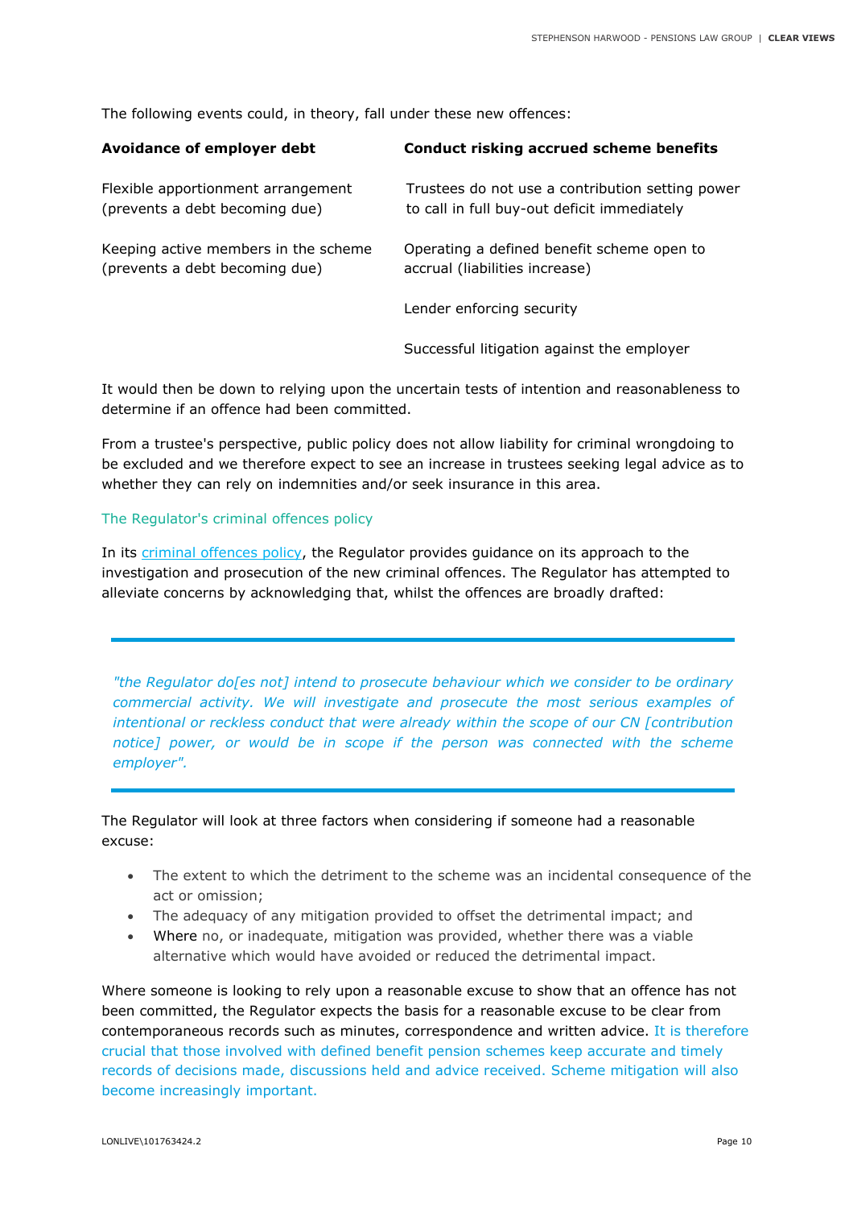The following events could, in theory, fall under these new offences:

| Avoidance of employer debt | Conduct risking accrued scheme benefits |
| --- | --- |
| Flexible apportionment arrangement (prevents a debt becoming due) | Trustees do not use a contribution setting power to call in full buy-out deficit immediately |
| Keeping active members in the scheme (prevents a debt becoming due) | Operating a defined benefit scheme open to accrual (liabilities increase) |
| | Lender enforcing security |
| | Successful litigation against the employer |

It would then be down to relying upon the uncertain tests of intention and reasonableness to determine if an offence had been committed.

From a trustee's perspective, public policy does not allow liability for criminal wrongdoing to be excluded and we therefore expect to see an increase in trustees seeking legal advice as to whether they can rely on indemnities and/or seek insurance in this area.

### The Regulator's criminal offences policy

In its criminal offences policy, the Regulator provides guidance on its approach to the investigation and prosecution of the new criminal offences. The Regulator has attempted to alleviate concerns by acknowledging that, whilst the offences are broadly drafted:

> *"the Regulator do[es not] intend to prosecute behaviour which we consider to be ordinary commercial activity. We will investigate and prosecute the most serious examples of intentional or reckless conduct that were already within the scope of our CN [contribution notice] power, or would be in scope if the person was connected with the scheme employer".*

The Regulator will look at three factors when considering if someone had a reasonable excuse:

- The extent to which the detriment to the scheme was an incidental consequence of the act or omission;
- The adequacy of any mitigation provided to offset the detrimental impact; and
- Where no, or inadequate, mitigation was provided, whether there was a viable alternative which would have avoided or reduced the detrimental impact.

Where someone is looking to rely upon a reasonable excuse to show that an offence has not been committed, the Regulator expects the basis for a reasonable excuse to be clear from contemporaneous records such as minutes, correspondence and written advice. It is therefore crucial that those involved with defined benefit pension schemes keep accurate and timely records of decisions made, discussions held and advice received. Scheme mitigation will also become increasingly important.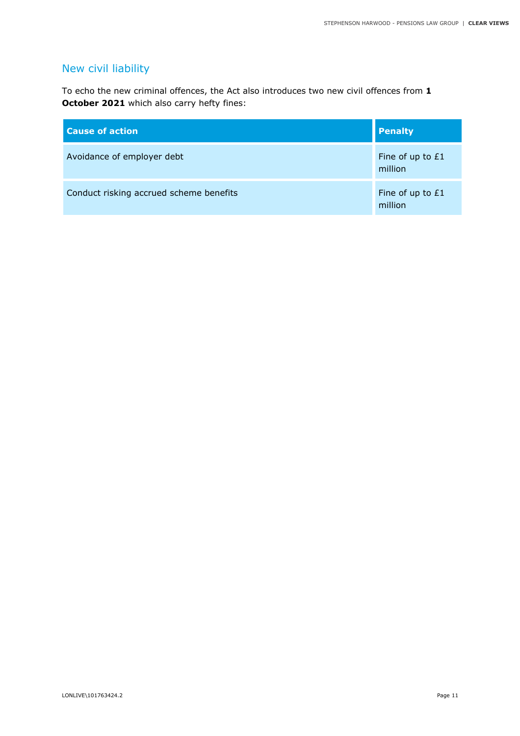## New civil liability

To echo the new criminal offences, the Act also introduces two new civil offences from **1 October 2021** which also carry hefty fines:

| Cause of action | Penalty |
| --- | --- |
| Avoidance of employer debt | Fine of up to £1 million |
| Conduct risking accrued scheme benefits | Fine of up to £1 million |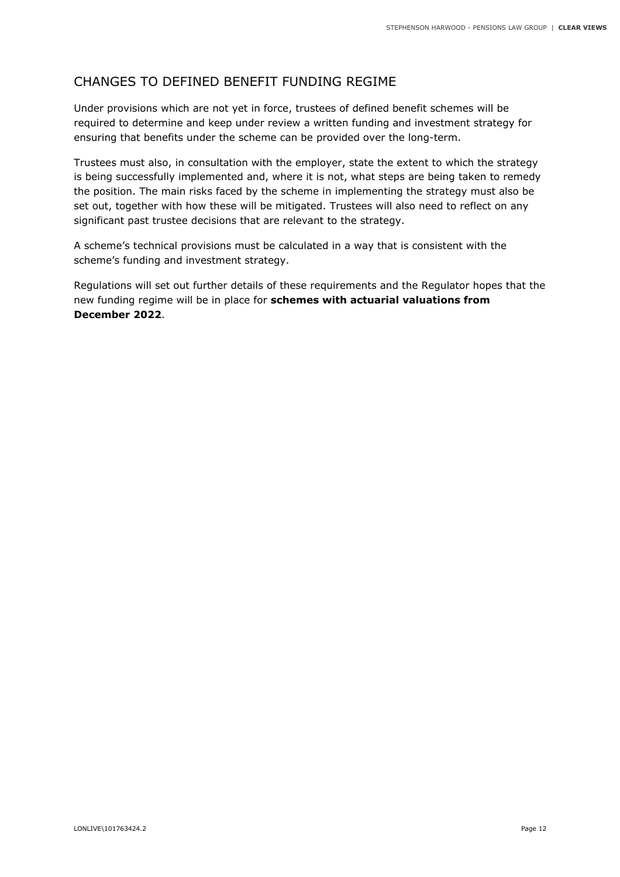## CHANGES TO DEFINED BENEFIT FUNDING REGIME

Under provisions which are not yet in force, trustees of defined benefit schemes will be required to determine and keep under review a written funding and investment strategy for ensuring that benefits under the scheme can be provided over the long-term.

Trustees must also, in consultation with the employer, state the extent to which the strategy is being successfully implemented and, where it is not, what steps are being taken to remedy the position. The main risks faced by the scheme in implementing the strategy must also be set out, together with how these will be mitigated. Trustees will also need to reflect on any significant past trustee decisions that are relevant to the strategy.

A scheme's technical provisions must be calculated in a way that is consistent with the scheme's funding and investment strategy.

Regulations will set out further details of these requirements and the Regulator hopes that the new funding regime will be in place for **schemes with actuarial valuations from December 2022**.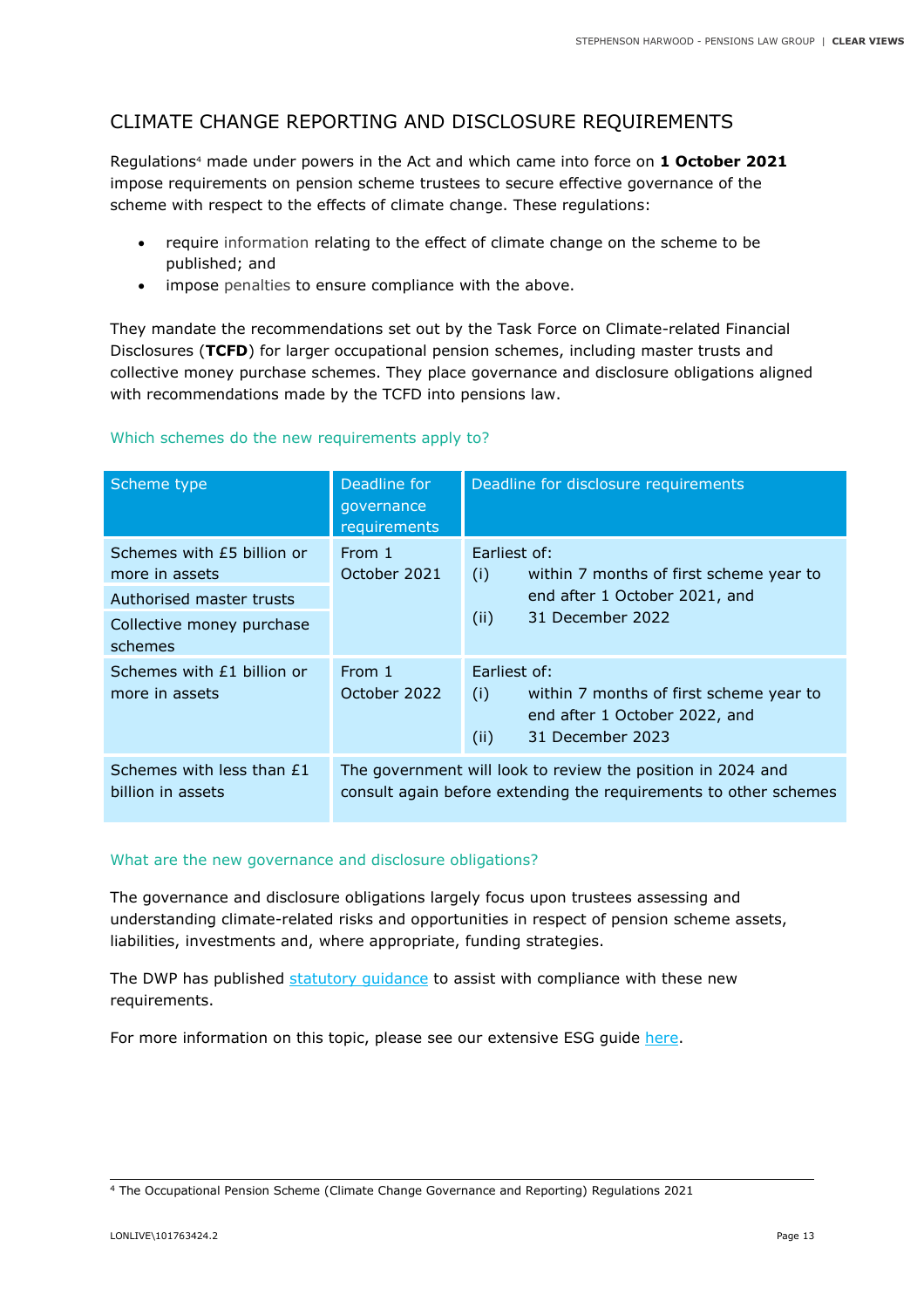## CLIMATE CHANGE REPORTING AND DISCLOSURE REQUIREMENTS

Regulations[4] made under powers in the Act and which came into force on **1 October 2021** impose requirements on pension scheme trustees to secure effective governance of the scheme with respect to the effects of climate change. These regulations:

- require information relating to the effect of climate change on the scheme to be published; and
- impose penalties to ensure compliance with the above.

They mandate the recommendations set out by the Task Force on Climate-related Financial Disclosures (**TCFD**) for larger occupational pension schemes, including master trusts and collective money purchase schemes. They place governance and disclosure obligations aligned with recommendations made by the TCFD into pensions law.

### Which schemes do the new requirements apply to?

| Scheme type | Deadline for governance requirements | Deadline for disclosure requirements |
|---|---|---|
| Schemes with £5 billion or more in assets<br>Authorised master trusts<br>Collective money purchase schemes | From 1 October 2021 | Earliest of:<br>(i) within 7 months of first scheme year to end after 1 October 2021, and<br>(ii) 31 December 2022 |
| Schemes with £1 billion or more in assets | From 1 October 2022 | Earliest of:<br>(i) within 7 months of first scheme year to end after 1 October 2022, and<br>(ii) 31 December 2023 |
| Schemes with less than £1 billion in assets | The government will look to review the position in 2024 and consult again before extending the requirements to other schemes | |

### What are the new governance and disclosure obligations?

The governance and disclosure obligations largely focus upon trustees assessing and understanding climate-related risks and opportunities in respect of pension scheme assets, liabilities, investments and, where appropriate, funding strategies.

The DWP has published statutory guidance to assist with compliance with these new requirements.

For more information on this topic, please see our extensive ESG guide here.

[4] The Occupational Pension Scheme (Climate Change Governance and Reporting) Regulations 2021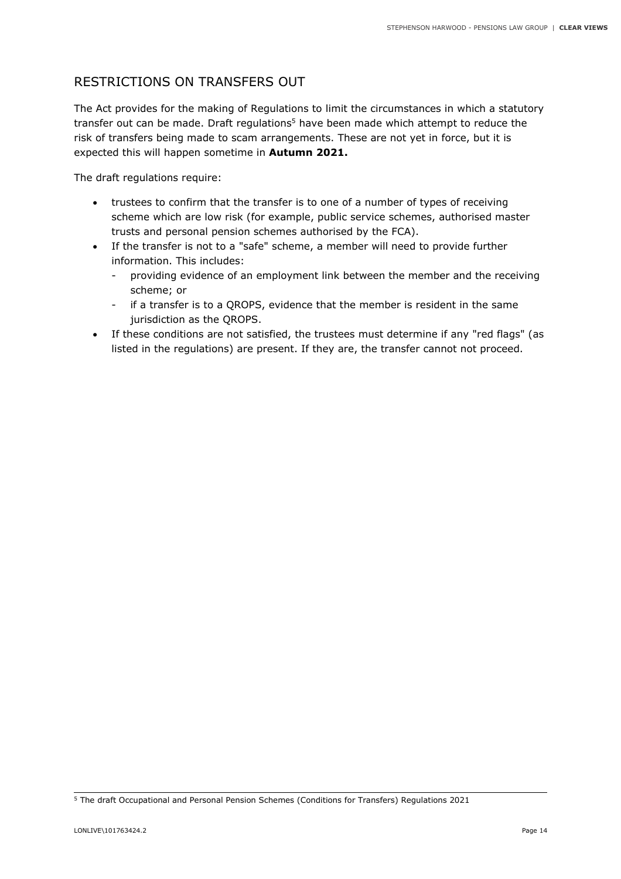## RESTRICTIONS ON TRANSFERS OUT

The Act provides for the making of Regulations to limit the circumstances in which a statutory transfer out can be made. Draft regulations[5] have been made which attempt to reduce the risk of transfers being made to scam arrangements. These are not yet in force, but it is expected this will happen sometime in **Autumn 2021.**

The draft regulations require:

- trustees to confirm that the transfer is to one of a number of types of receiving scheme which are low risk (for example, public service schemes, authorised master trusts and personal pension schemes authorised by the FCA).
- If the transfer is not to a "safe" scheme, a member will need to provide further information. This includes:
  - providing evidence of an employment link between the member and the receiving scheme; or
  - if a transfer is to a QROPS, evidence that the member is resident in the same jurisdiction as the QROPS.
- If these conditions are not satisfied, the trustees must determine if any "red flags" (as listed in the regulations) are present. If they are, the transfer cannot not proceed.

---

[5] The draft Occupational and Personal Pension Schemes (Conditions for Transfers) Regulations 2021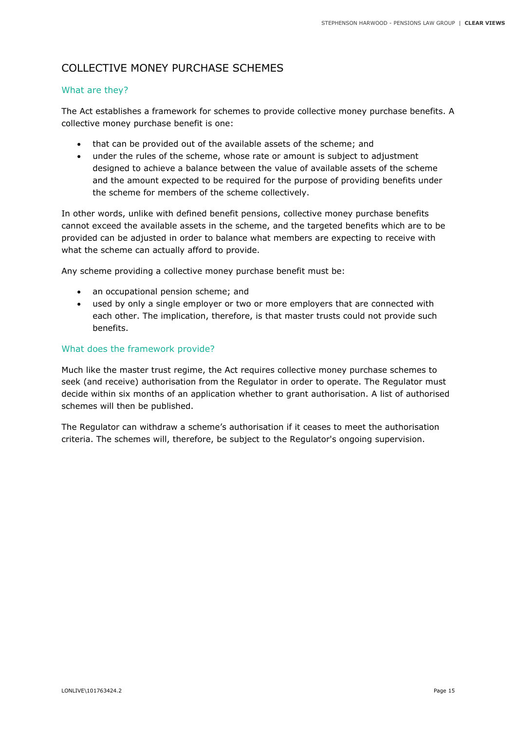## COLLECTIVE MONEY PURCHASE SCHEMES

### What are they?

The Act establishes a framework for schemes to provide collective money purchase benefits. A collective money purchase benefit is one:

- that can be provided out of the available assets of the scheme; and
- under the rules of the scheme, whose rate or amount is subject to adjustment designed to achieve a balance between the value of available assets of the scheme and the amount expected to be required for the purpose of providing benefits under the scheme for members of the scheme collectively.

In other words, unlike with defined benefit pensions, collective money purchase benefits cannot exceed the available assets in the scheme, and the targeted benefits which are to be provided can be adjusted in order to balance what members are expecting to receive with what the scheme can actually afford to provide.

Any scheme providing a collective money purchase benefit must be:

- an occupational pension scheme; and
- used by only a single employer or two or more employers that are connected with each other. The implication, therefore, is that master trusts could not provide such benefits.

### What does the framework provide?

Much like the master trust regime, the Act requires collective money purchase schemes to seek (and receive) authorisation from the Regulator in order to operate. The Regulator must decide within six months of an application whether to grant authorisation. A list of authorised schemes will then be published.

The Regulator can withdraw a scheme's authorisation if it ceases to meet the authorisation criteria. The schemes will, therefore, be subject to the Regulator's ongoing supervision.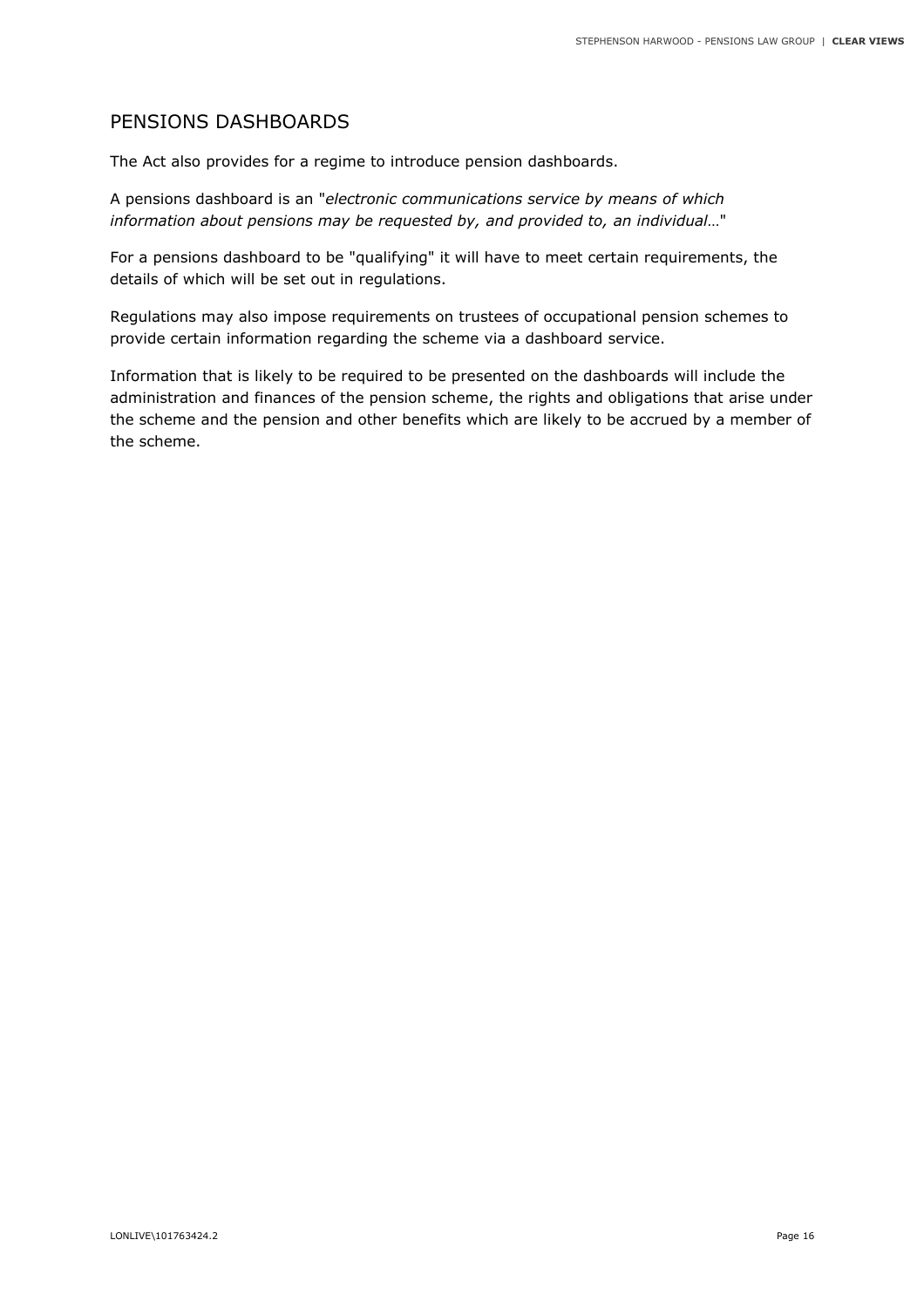## PENSIONS DASHBOARDS

The Act also provides for a regime to introduce pension dashboards.

A pensions dashboard is an "*electronic communications service by means of which information about pensions may be requested by, and provided to, an individual…*"

For a pensions dashboard to be "qualifying" it will have to meet certain requirements, the details of which will be set out in regulations.

Regulations may also impose requirements on trustees of occupational pension schemes to provide certain information regarding the scheme via a dashboard service.

Information that is likely to be required to be presented on the dashboards will include the administration and finances of the pension scheme, the rights and obligations that arise under the scheme and the pension and other benefits which are likely to be accrued by a member of the scheme.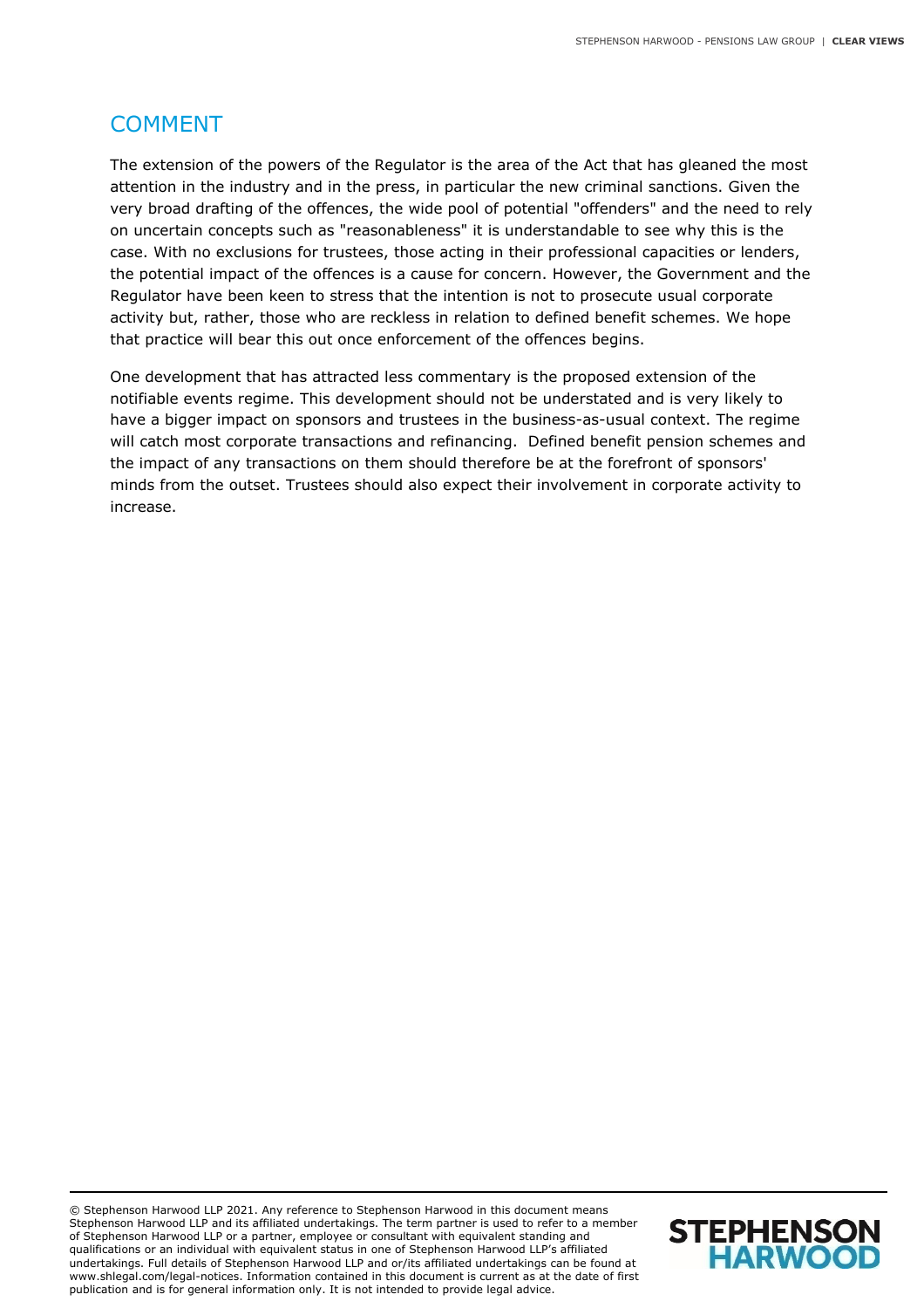## COMMENT

The extension of the powers of the Regulator is the area of the Act that has gleaned the most attention in the industry and in the press, in particular the new criminal sanctions. Given the very broad drafting of the offences, the wide pool of potential "offenders" and the need to rely on uncertain concepts such as "reasonableness" it is understandable to see why this is the case. With no exclusions for trustees, those acting in their professional capacities or lenders, the potential impact of the offences is a cause for concern. However, the Government and the Regulator have been keen to stress that the intention is not to prosecute usual corporate activity but, rather, those who are reckless in relation to defined benefit schemes. We hope that practice will bear this out once enforcement of the offences begins.

One development that has attracted less commentary is the proposed extension of the notifiable events regime. This development should not be understated and is very likely to have a bigger impact on sponsors and trustees in the business-as-usual context. The regime will catch most corporate transactions and refinancing. Defined benefit pension schemes and the impact of any transactions on them should therefore be at the forefront of sponsors' minds from the outset. Trustees should also expect their involvement in corporate activity to increase.

© Stephenson Harwood LLP 2021. Any reference to Stephenson Harwood in this document means Stephenson Harwood LLP and its affiliated undertakings. The term partner is used to refer to a member of Stephenson Harwood LLP or a partner, employee or consultant with equivalent standing and qualifications or an individual with equivalent status in one of Stephenson Harwood LLP's affiliated undertakings. Full details of Stephenson Harwood LLP and or/its affiliated undertakings can be found at www.shlegal.com/legal-notices. Information contained in this document is current as at the date of first publication and is for general information only. It is not intended to provide legal advice.

STEPHENSON HARWOOD